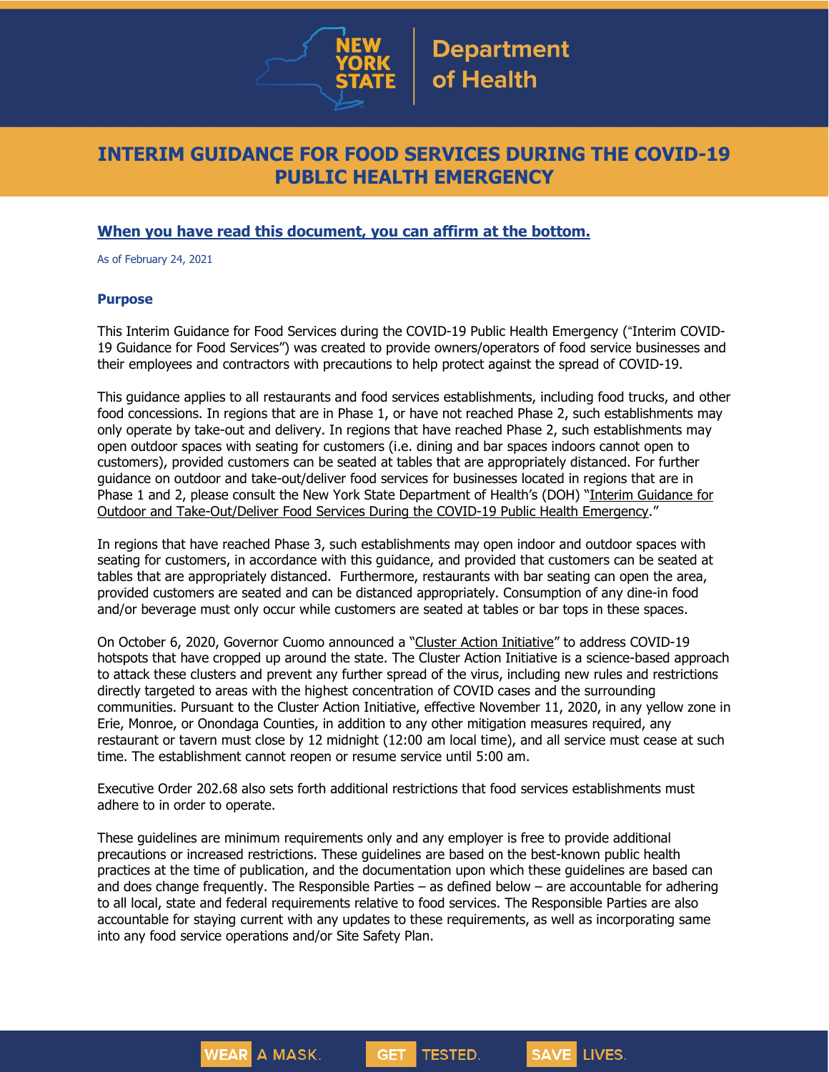# INTERIM GUIDANCE FOR FOOD SERVICES DURING THE COVID-19 PUBLIC HEALTH EMERGENCY

**When you have read this document, you can affirm at the bottom.**

As of February 24, 2021

### Purpose

This Interim Guidance for Food Services during the COVID-19 Public Health Emergency ("Interim COVID-19 Guidance for Food Services") was created to provide owners/operators of food service businesses and their employees and contractors with precautions to help protect against the spread of COVID-19.

This guidance applies to all restaurants and food services establishments, including food trucks, and other food concessions. In regions that are in Phase 1, or have not reached Phase 2, such establishments may only operate by take-out and delivery. In regions that have reached Phase 2, such establishments may open outdoor spaces with seating for customers (i.e. dining and bar spaces indoors cannot open to customers), provided customers can be seated at tables that are appropriately distanced. For further guidance on outdoor and take-out/deliver food services for businesses located in regions that are in Phase 1 and 2, please consult the New York State Department of Health's (DOH) "Interim Guidance for Outdoor and Take-Out/Deliver Food Services During the COVID-19 Public Health Emergency."

In regions that have reached Phase 3, such establishments may open indoor and outdoor spaces with seating for customers, in accordance with this guidance, and provided that customers can be seated at tables that are appropriately distanced. Furthermore, restaurants with bar seating can open the area, provided customers are seated and can be distanced appropriately. Consumption of any dine-in food and/or beverage must only occur while customers are seated at tables or bar tops in these spaces.

On October 6, 2020, Governor Cuomo announced a "Cluster Action Initiative" to address COVID-19 hotspots that have cropped up around the state. The Cluster Action Initiative is a science-based approach to attack these clusters and prevent any further spread of the virus, including new rules and restrictions directly targeted to areas with the highest concentration of COVID cases and the surrounding communities. Pursuant to the Cluster Action Initiative, effective November 11, 2020, in any yellow zone in Erie, Monroe, or Onondaga Counties, in addition to any other mitigation measures required, any restaurant or tavern must close by 12 midnight (12:00 am local time), and all service must cease at such time. The establishment cannot reopen or resume service until 5:00 am.

Executive Order 202.68 also sets forth additional restrictions that food services establishments must adhere to in order to operate.

These guidelines are minimum requirements only and any employer is free to provide additional precautions or increased restrictions. These guidelines are based on the best-known public health practices at the time of publication, and the documentation upon which these guidelines are based can and does change frequently. The Responsible Parties – as defined below – are accountable for adhering to all local, state and federal requirements relative to food services. The Responsible Parties are also accountable for staying current with any updates to these requirements, as well as incorporating same into any food service operations and/or Site Safety Plan.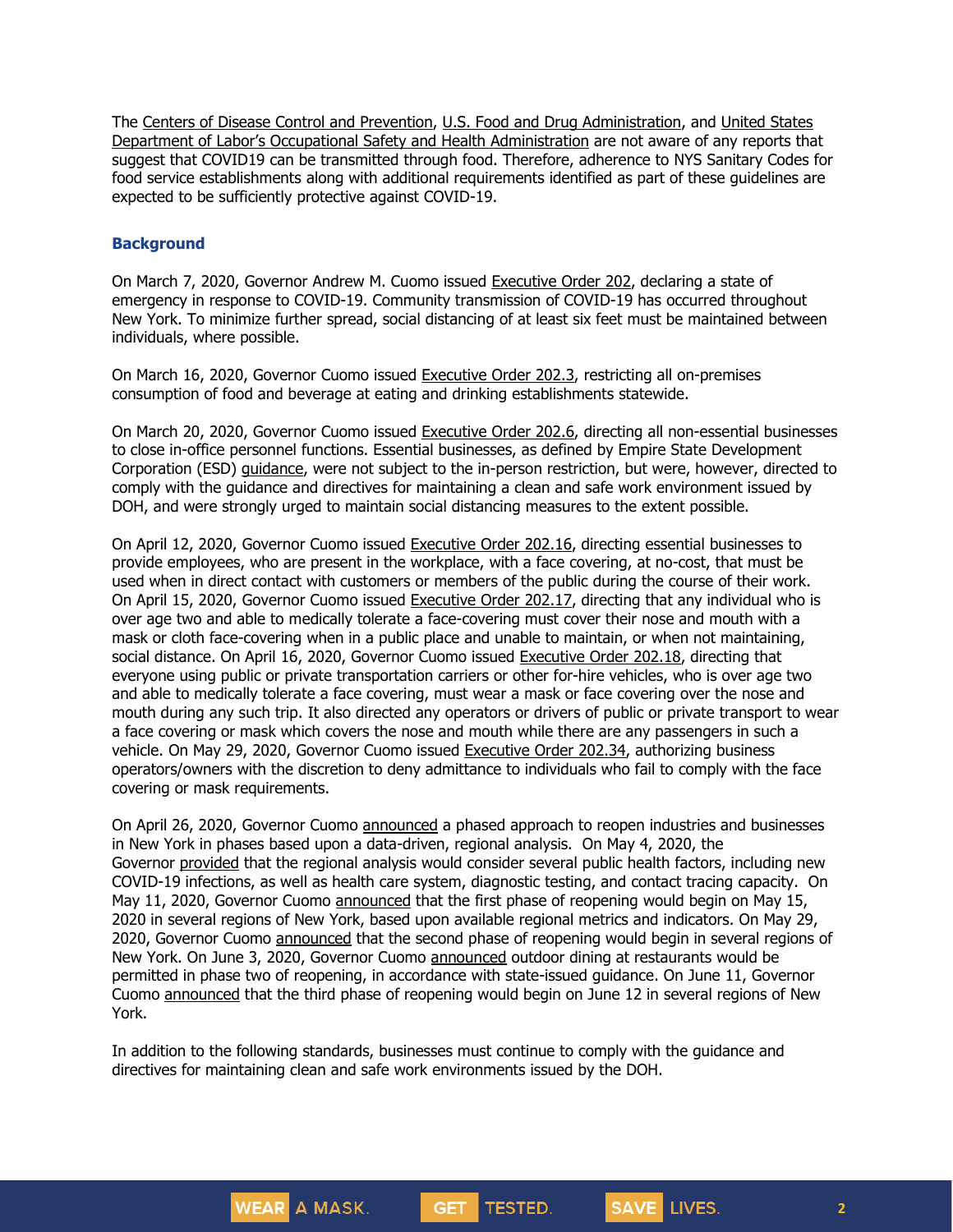The Centers of Disease Control and Prevention, U.S. Food and Drug Administration, and United States Department of Labor's Occupational Safety and Health Administration are not aware of any reports that suggest that COVID19 can be transmitted through food. Therefore, adherence to NYS Sanitary Codes for food service establishments along with additional requirements identified as part of these guidelines are expected to be sufficiently protective against COVID-19.

### Background

On March 7, 2020, Governor Andrew M. Cuomo issued Executive Order 202, declaring a state of emergency in response to COVID-19. Community transmission of COVID-19 has occurred throughout New York. To minimize further spread, social distancing of at least six feet must be maintained between individuals, where possible.

On March 16, 2020, Governor Cuomo issued Executive Order 202.3, restricting all on-premises consumption of food and beverage at eating and drinking establishments statewide.

On March 20, 2020, Governor Cuomo issued Executive Order 202.6, directing all non-essential businesses to close in-office personnel functions. Essential businesses, as defined by Empire State Development Corporation (ESD) guidance, were not subject to the in-person restriction, but were, however, directed to comply with the guidance and directives for maintaining a clean and safe work environment issued by DOH, and were strongly urged to maintain social distancing measures to the extent possible.

On April 12, 2020, Governor Cuomo issued Executive Order 202.16, directing essential businesses to provide employees, who are present in the workplace, with a face covering, at no-cost, that must be used when in direct contact with customers or members of the public during the course of their work. On April 15, 2020, Governor Cuomo issued Executive Order 202.17, directing that any individual who is over age two and able to medically tolerate a face-covering must cover their nose and mouth with a mask or cloth face-covering when in a public place and unable to maintain, or when not maintaining, social distance. On April 16, 2020, Governor Cuomo issued Executive Order 202.18, directing that everyone using public or private transportation carriers or other for-hire vehicles, who is over age two and able to medically tolerate a face covering, must wear a mask or face covering over the nose and mouth during any such trip. It also directed any operators or drivers of public or private transport to wear a face covering or mask which covers the nose and mouth while there are any passengers in such a vehicle. On May 29, 2020, Governor Cuomo issued Executive Order 202.34, authorizing business operators/owners with the discretion to deny admittance to individuals who fail to comply with the face covering or mask requirements.

On April 26, 2020, Governor Cuomo announced a phased approach to reopen industries and businesses in New York in phases based upon a data-driven, regional analysis. On May 4, 2020, the Governor provided that the regional analysis would consider several public health factors, including new COVID-19 infections, as well as health care system, diagnostic testing, and contact tracing capacity. On May 11, 2020, Governor Cuomo announced that the first phase of reopening would begin on May 15, 2020 in several regions of New York, based upon available regional metrics and indicators. On May 29, 2020, Governor Cuomo announced that the second phase of reopening would begin in several regions of New York. On June 3, 2020, Governor Cuomo announced outdoor dining at restaurants would be permitted in phase two of reopening, in accordance with state-issued guidance. On June 11, Governor Cuomo announced that the third phase of reopening would begin on June 12 in several regions of New York.

In addition to the following standards, businesses must continue to comply with the guidance and directives for maintaining clean and safe work environments issued by the DOH.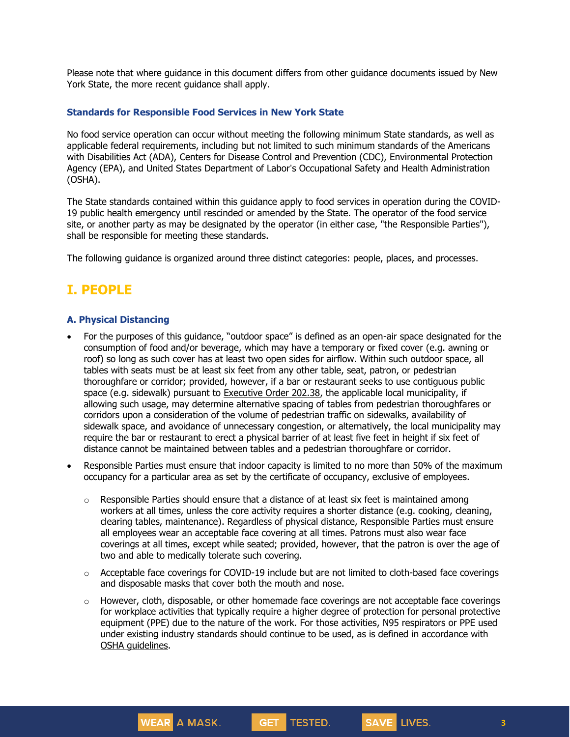Please note that where guidance in this document differs from other guidance documents issued by New York State, the more recent guidance shall apply.

### Standards for Responsible Food Services in New York State

No food service operation can occur without meeting the following minimum State standards, as well as applicable federal requirements, including but not limited to such minimum standards of the Americans with Disabilities Act (ADA), Centers for Disease Control and Prevention (CDC), Environmental Protection Agency (EPA), and United States Department of Labor's Occupational Safety and Health Administration (OSHA).

The State standards contained within this guidance apply to food services in operation during the COVID-19 public health emergency until rescinded or amended by the State. The operator of the food service site, or another party as may be designated by the operator (in either case, "the Responsible Parties"), shall be responsible for meeting these standards.

The following guidance is organized around three distinct categories: people, places, and processes.

## I. PEOPLE

### A. Physical Distancing

- For the purposes of this guidance, "outdoor space" is defined as an open-air space designated for the consumption of food and/or beverage, which may have a temporary or fixed cover (e.g. awning or roof) so long as such cover has at least two open sides for airflow. Within such outdoor space, all tables with seats must be at least six feet from any other table, seat, patron, or pedestrian thoroughfare or corridor; provided, however, if a bar or restaurant seeks to use contiguous public space (e.g. sidewalk) pursuant to Executive Order 202.38, the applicable local municipality, if allowing such usage, may determine alternative spacing of tables from pedestrian thoroughfares or corridors upon a consideration of the volume of pedestrian traffic on sidewalks, availability of sidewalk space, and avoidance of unnecessary congestion, or alternatively, the local municipality may require the bar or restaurant to erect a physical barrier of at least five feet in height if six feet of distance cannot be maintained between tables and a pedestrian thoroughfare or corridor.
- Responsible Parties must ensure that indoor capacity is limited to no more than 50% of the maximum occupancy for a particular area as set by the certificate of occupancy, exclusive of employees.
  - Responsible Parties should ensure that a distance of at least six feet is maintained among workers at all times, unless the core activity requires a shorter distance (e.g. cooking, cleaning, clearing tables, maintenance). Regardless of physical distance, Responsible Parties must ensure all employees wear an acceptable face covering at all times. Patrons must also wear face coverings at all times, except while seated; provided, however, that the patron is over the age of two and able to medically tolerate such covering.
  - Acceptable face coverings for COVID-19 include but are not limited to cloth-based face coverings and disposable masks that cover both the mouth and nose.
  - However, cloth, disposable, or other homemade face coverings are not acceptable face coverings for workplace activities that typically require a higher degree of protection for personal protective equipment (PPE) due to the nature of the work. For those activities, N95 respirators or PPE used under existing industry standards should continue to be used, as is defined in accordance with OSHA guidelines.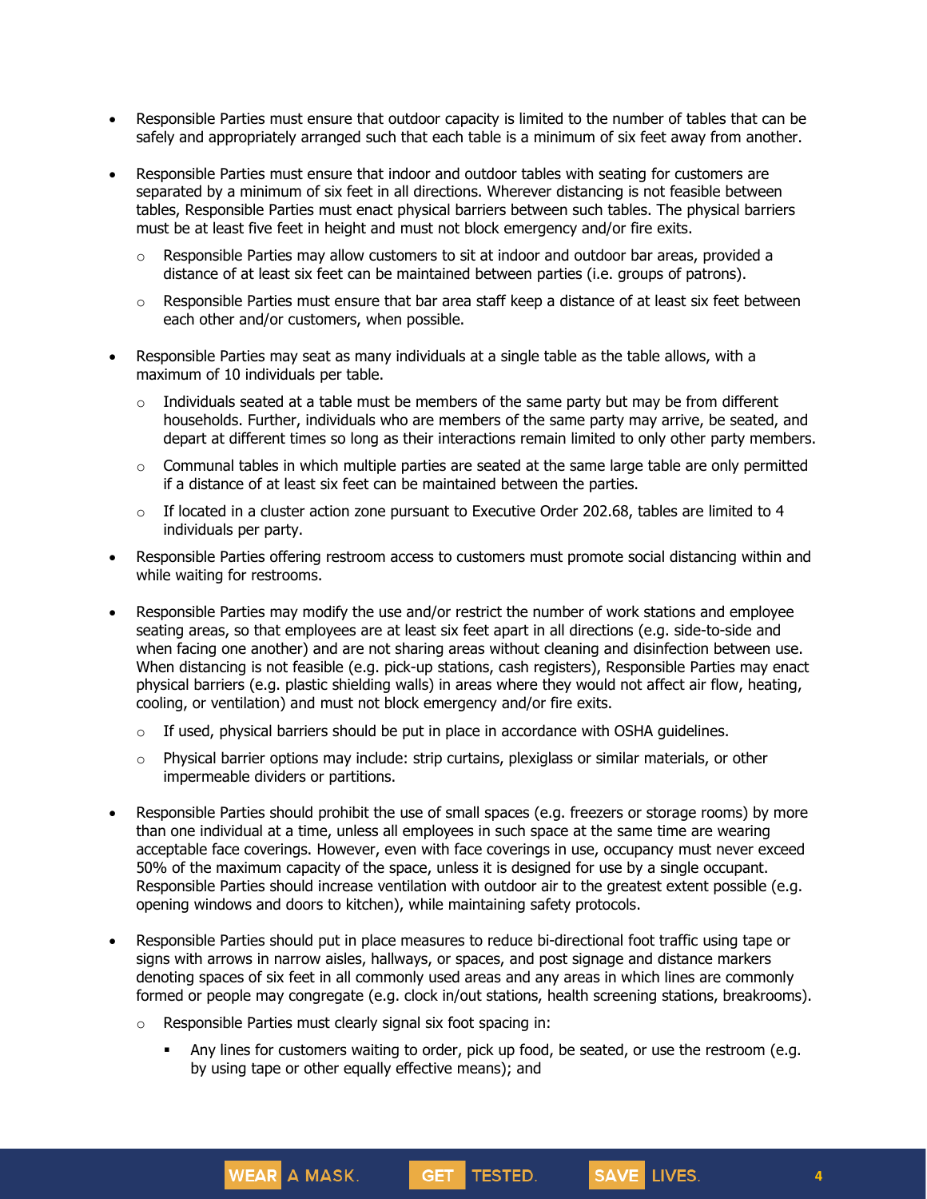- Responsible Parties must ensure that outdoor capacity is limited to the number of tables that can be safely and appropriately arranged such that each table is a minimum of six feet away from another.

- Responsible Parties must ensure that indoor and outdoor tables with seating for customers are separated by a minimum of six feet in all directions. Wherever distancing is not feasible between tables, Responsible Parties must enact physical barriers between such tables. The physical barriers must be at least five feet in height and must not block emergency and/or fire exits.
  - Responsible Parties may allow customers to sit at indoor and outdoor bar areas, provided a distance of at least six feet can be maintained between parties (i.e. groups of patrons).
  - Responsible Parties must ensure that bar area staff keep a distance of at least six feet between each other and/or customers, when possible.

- Responsible Parties may seat as many individuals at a single table as the table allows, with a maximum of 10 individuals per table.
  - Individuals seated at a table must be members of the same party but may be from different households. Further, individuals who are members of the same party may arrive, be seated, and depart at different times so long as their interactions remain limited to only other party members.
  - Communal tables in which multiple parties are seated at the same large table are only permitted if a distance of at least six feet can be maintained between the parties.
  - If located in a cluster action zone pursuant to Executive Order 202.68, tables are limited to 4 individuals per party.

- Responsible Parties offering restroom access to customers must promote social distancing within and while waiting for restrooms.

- Responsible Parties may modify the use and/or restrict the number of work stations and employee seating areas, so that employees are at least six feet apart in all directions (e.g. side-to-side and when facing one another) and are not sharing areas without cleaning and disinfection between use. When distancing is not feasible (e.g. pick-up stations, cash registers), Responsible Parties may enact physical barriers (e.g. plastic shielding walls) in areas where they would not affect air flow, heating, cooling, or ventilation) and must not block emergency and/or fire exits.
  - If used, physical barriers should be put in place in accordance with OSHA guidelines.
  - Physical barrier options may include: strip curtains, plexiglass or similar materials, or other impermeable dividers or partitions.

- Responsible Parties should prohibit the use of small spaces (e.g. freezers or storage rooms) by more than one individual at a time, unless all employees in such space at the same time are wearing acceptable face coverings. However, even with face coverings in use, occupancy must never exceed 50% of the maximum capacity of the space, unless it is designed for use by a single occupant. Responsible Parties should increase ventilation with outdoor air to the greatest extent possible (e.g. opening windows and doors to kitchen), while maintaining safety protocols.

- Responsible Parties should put in place measures to reduce bi-directional foot traffic using tape or signs with arrows in narrow aisles, hallways, or spaces, and post signage and distance markers denoting spaces of six feet in all commonly used areas and any areas in which lines are commonly formed or people may congregate (e.g. clock in/out stations, health screening stations, breakrooms).
  - Responsible Parties must clearly signal six foot spacing in:
    - Any lines for customers waiting to order, pick up food, be seated, or use the restroom (e.g. by using tape or other equally effective means); and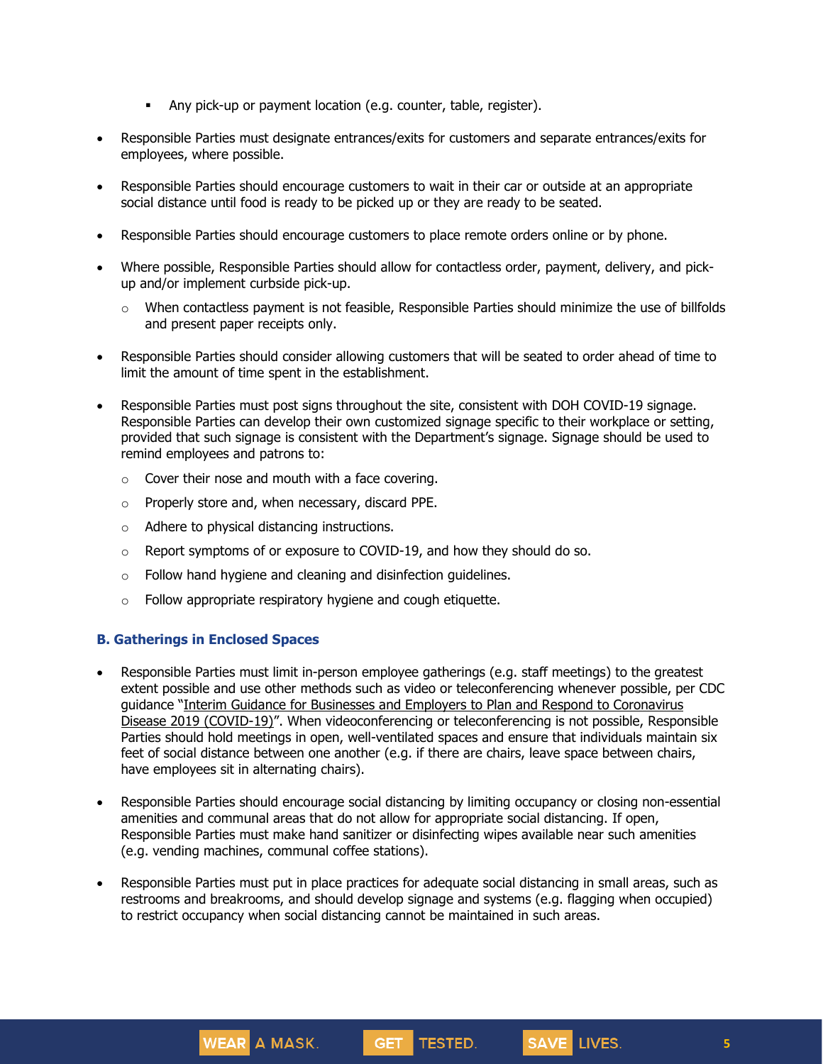- Any pick-up or payment location (e.g. counter, table, register).

- Responsible Parties must designate entrances/exits for customers and separate entrances/exits for employees, where possible.

- Responsible Parties should encourage customers to wait in their car or outside at an appropriate social distance until food is ready to be picked up or they are ready to be seated.

- Responsible Parties should encourage customers to place remote orders online or by phone.

- Where possible, Responsible Parties should allow for contactless order, payment, delivery, and pick-up and/or implement curbside pick-up.
    - When contactless payment is not feasible, Responsible Parties should minimize the use of billfolds and present paper receipts only.

- Responsible Parties should consider allowing customers that will be seated to order ahead of time to limit the amount of time spent in the establishment.

- Responsible Parties must post signs throughout the site, consistent with DOH COVID-19 signage. Responsible Parties can develop their own customized signage specific to their workplace or setting, provided that such signage is consistent with the Department's signage. Signage should be used to remind employees and patrons to:
    - Cover their nose and mouth with a face covering.
    - Properly store and, when necessary, discard PPE.
    - Adhere to physical distancing instructions.
    - Report symptoms of or exposure to COVID-19, and how they should do so.
    - Follow hand hygiene and cleaning and disinfection guidelines.
    - Follow appropriate respiratory hygiene and cough etiquette.

### B. Gatherings in Enclosed Spaces

- Responsible Parties must limit in-person employee gatherings (e.g. staff meetings) to the greatest extent possible and use other methods such as video or teleconferencing whenever possible, per CDC guidance "Interim Guidance for Businesses and Employers to Plan and Respond to Coronavirus Disease 2019 (COVID-19)". When videoconferencing or teleconferencing is not possible, Responsible Parties should hold meetings in open, well-ventilated spaces and ensure that individuals maintain six feet of social distance between one another (e.g. if there are chairs, leave space between chairs, have employees sit in alternating chairs).

- Responsible Parties should encourage social distancing by limiting occupancy or closing non-essential amenities and communal areas that do not allow for appropriate social distancing. If open, Responsible Parties must make hand sanitizer or disinfecting wipes available near such amenities (e.g. vending machines, communal coffee stations).

- Responsible Parties must put in place practices for adequate social distancing in small areas, such as restrooms and breakrooms, and should develop signage and systems (e.g. flagging when occupied) to restrict occupancy when social distancing cannot be maintained in such areas.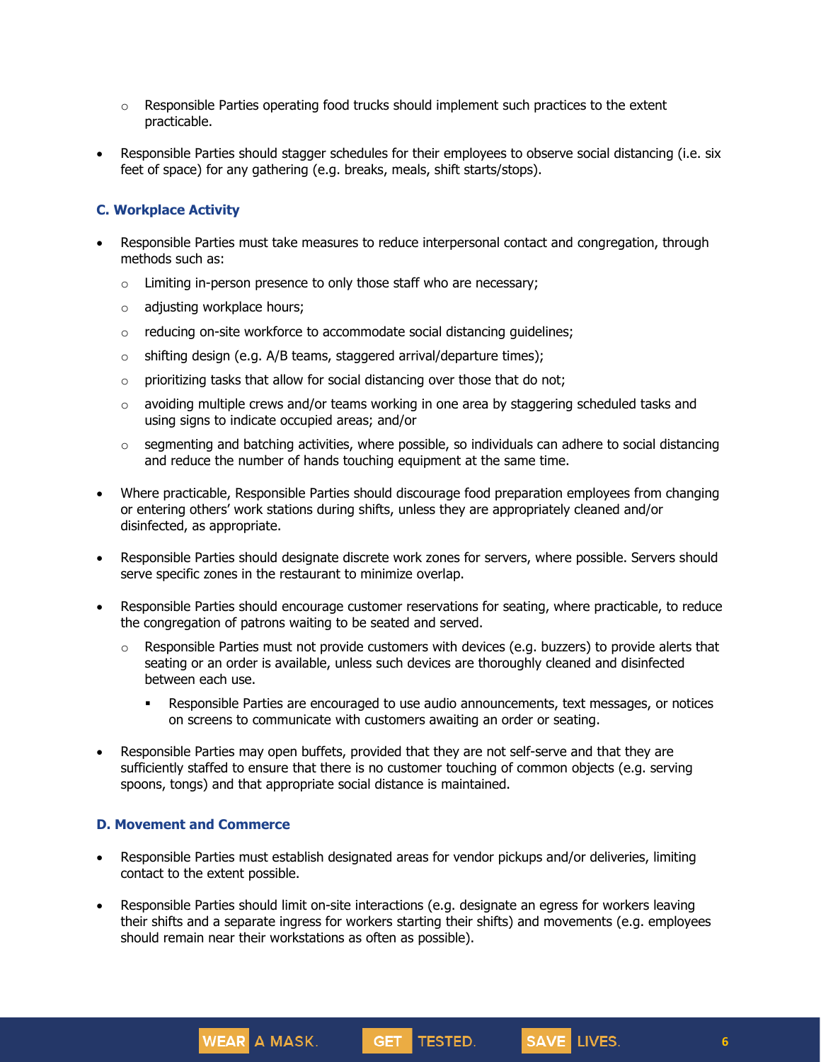- Responsible Parties operating food trucks should implement such practices to the extent practicable.

- Responsible Parties should stagger schedules for their employees to observe social distancing (i.e. six feet of space) for any gathering (e.g. breaks, meals, shift starts/stops).

### C. Workplace Activity

- Responsible Parties must take measures to reduce interpersonal contact and congregation, through methods such as:
  - Limiting in-person presence to only those staff who are necessary;
  - adjusting workplace hours;
  - reducing on-site workforce to accommodate social distancing guidelines;
  - shifting design (e.g. A/B teams, staggered arrival/departure times);
  - prioritizing tasks that allow for social distancing over those that do not;
  - avoiding multiple crews and/or teams working in one area by staggering scheduled tasks and using signs to indicate occupied areas; and/or
  - segmenting and batching activities, where possible, so individuals can adhere to social distancing and reduce the number of hands touching equipment at the same time.

- Where practicable, Responsible Parties should discourage food preparation employees from changing or entering others' work stations during shifts, unless they are appropriately cleaned and/or disinfected, as appropriate.

- Responsible Parties should designate discrete work zones for servers, where possible. Servers should serve specific zones in the restaurant to minimize overlap.

- Responsible Parties should encourage customer reservations for seating, where practicable, to reduce the congregation of patrons waiting to be seated and served.
  - Responsible Parties must not provide customers with devices (e.g. buzzers) to provide alerts that seating or an order is available, unless such devices are thoroughly cleaned and disinfected between each use.
    - Responsible Parties are encouraged to use audio announcements, text messages, or notices on screens to communicate with customers awaiting an order or seating.

- Responsible Parties may open buffets, provided that they are not self-serve and that they are sufficiently staffed to ensure that there is no customer touching of common objects (e.g. serving spoons, tongs) and that appropriate social distance is maintained.

### D. Movement and Commerce

- Responsible Parties must establish designated areas for vendor pickups and/or deliveries, limiting contact to the extent possible.

- Responsible Parties should limit on-site interactions (e.g. designate an egress for workers leaving their shifts and a separate ingress for workers starting their shifts) and movements (e.g. employees should remain near their workstations as often as possible).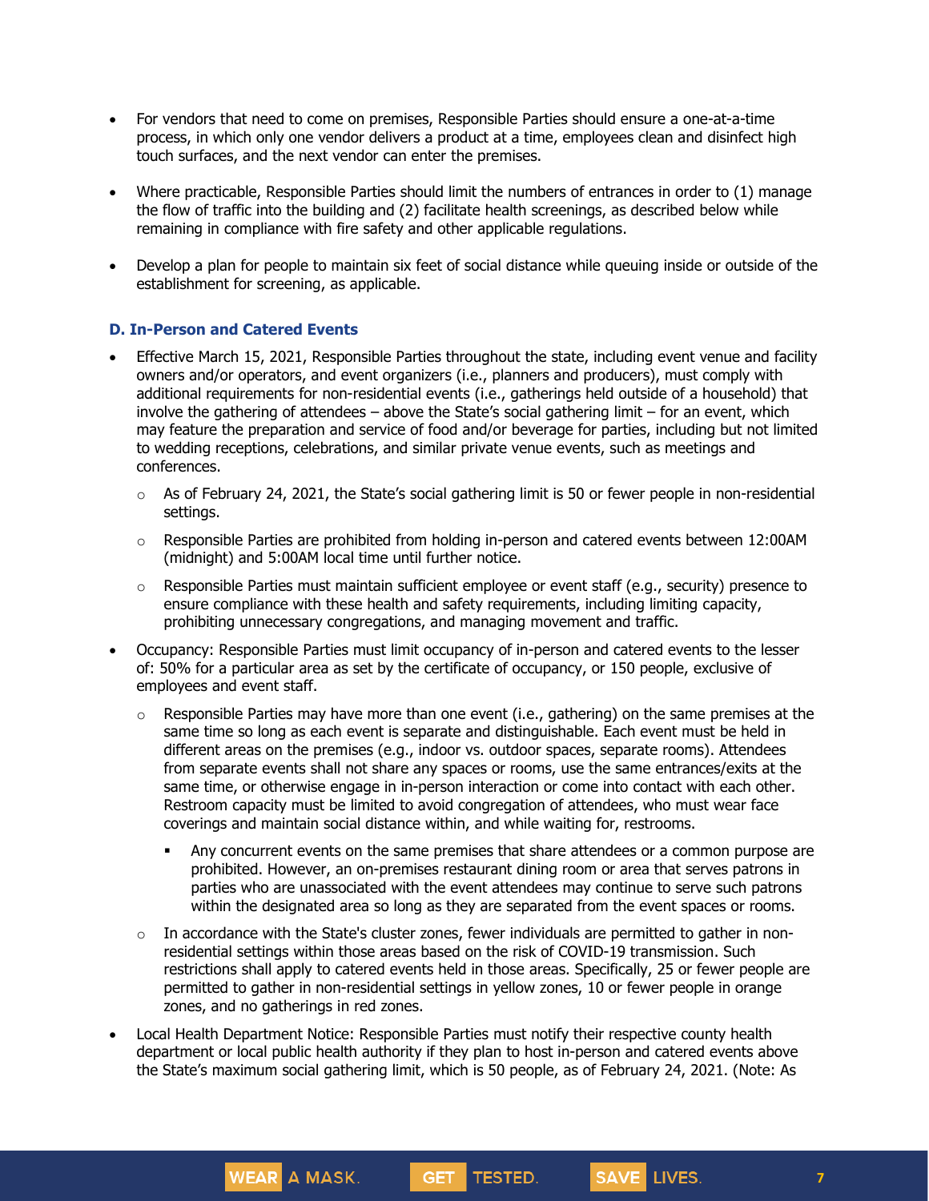- For vendors that need to come on premises, Responsible Parties should ensure a one-at-a-time process, in which only one vendor delivers a product at a time, employees clean and disinfect high touch surfaces, and the next vendor can enter the premises.

- Where practicable, Responsible Parties should limit the numbers of entrances in order to (1) manage the flow of traffic into the building and (2) facilitate health screenings, as described below while remaining in compliance with fire safety and other applicable regulations.

- Develop a plan for people to maintain six feet of social distance while queuing inside or outside of the establishment for screening, as applicable.

### D. In-Person and Catered Events

- Effective March 15, 2021, Responsible Parties throughout the state, including event venue and facility owners and/or operators, and event organizers (i.e., planners and producers), must comply with additional requirements for non-residential events (i.e., gatherings held outside of a household) that involve the gathering of attendees – above the State's social gathering limit – for an event, which may feature the preparation and service of food and/or beverage for parties, including but not limited to wedding receptions, celebrations, and similar private venue events, such as meetings and conferences.
  - As of February 24, 2021, the State's social gathering limit is 50 or fewer people in non-residential settings.
  - Responsible Parties are prohibited from holding in-person and catered events between 12:00AM (midnight) and 5:00AM local time until further notice.
  - Responsible Parties must maintain sufficient employee or event staff (e.g., security) presence to ensure compliance with these health and safety requirements, including limiting capacity, prohibiting unnecessary congregations, and managing movement and traffic.

- Occupancy: Responsible Parties must limit occupancy of in-person and catered events to the lesser of: 50% for a particular area as set by the certificate of occupancy, or 150 people, exclusive of employees and event staff.
  - Responsible Parties may have more than one event (i.e., gathering) on the same premises at the same time so long as each event is separate and distinguishable. Each event must be held in different areas on the premises (e.g., indoor vs. outdoor spaces, separate rooms). Attendees from separate events shall not share any spaces or rooms, use the same entrances/exits at the same time, or otherwise engage in in-person interaction or come into contact with each other. Restroom capacity must be limited to avoid congregation of attendees, who must wear face coverings and maintain social distance within, and while waiting for, restrooms.
    - Any concurrent events on the same premises that share attendees or a common purpose are prohibited. However, an on-premises restaurant dining room or area that serves patrons in parties who are unassociated with the event attendees may continue to serve such patrons within the designated area so long as they are separated from the event spaces or rooms.
  - In accordance with the State's cluster zones, fewer individuals are permitted to gather in non-residential settings within those areas based on the risk of COVID-19 transmission. Such restrictions shall apply to catered events held in those areas. Specifically, 25 or fewer people are permitted to gather in non-residential settings in yellow zones, 10 or fewer people in orange zones, and no gatherings in red zones.

- Local Health Department Notice: Responsible Parties must notify their respective county health department or local public health authority if they plan to host in-person and catered events above the State's maximum social gathering limit, which is 50 people, as of February 24, 2021. (Note: As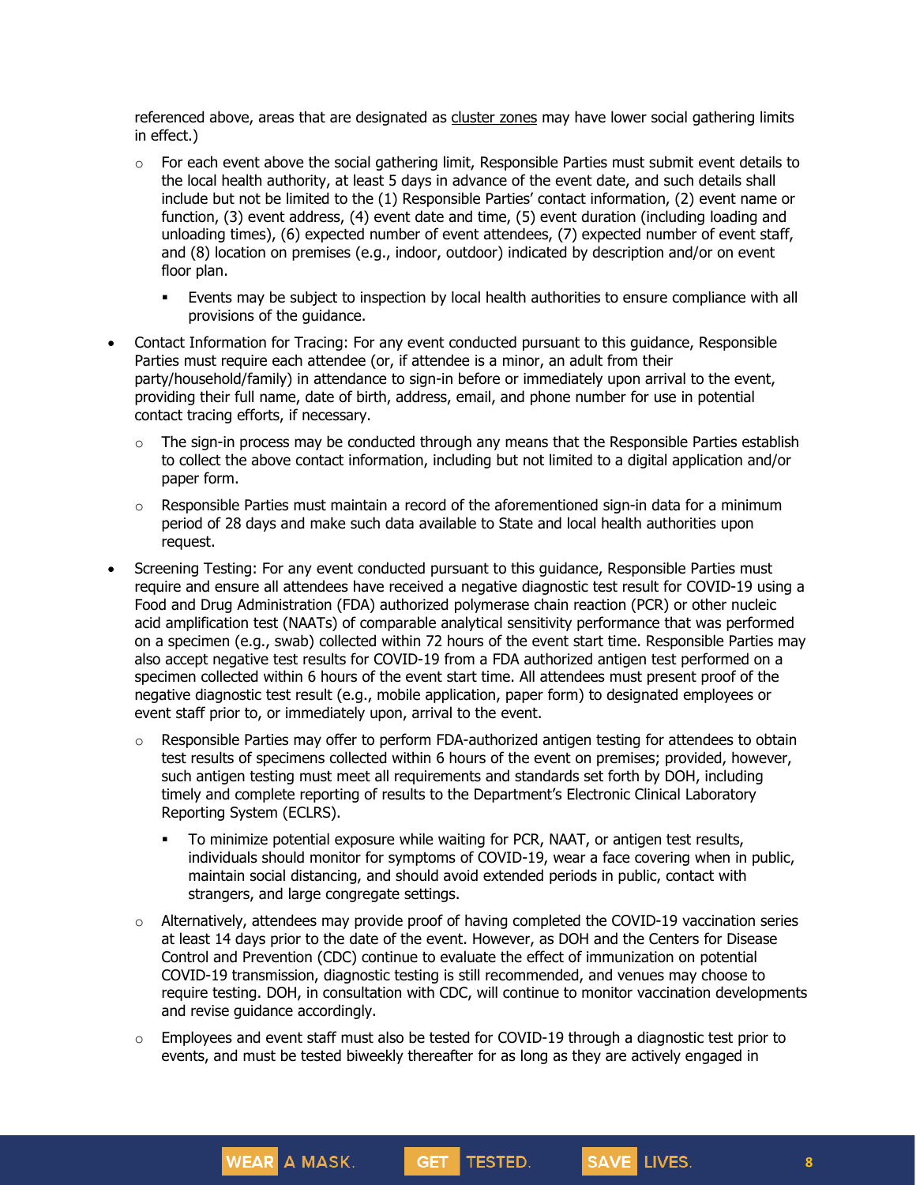referenced above, areas that are designated as cluster zones may have lower social gathering limits in effect.)

- For each event above the social gathering limit, Responsible Parties must submit event details to the local health authority, at least 5 days in advance of the event date, and such details shall include but not be limited to the (1) Responsible Parties' contact information, (2) event name or function, (3) event address, (4) event date and time, (5) event duration (including loading and unloading times), (6) expected number of event attendees, (7) expected number of event staff, and (8) location on premises (e.g., indoor, outdoor) indicated by description and/or on event floor plan.
  - Events may be subject to inspection by local health authorities to ensure compliance with all provisions of the guidance.

- Contact Information for Tracing: For any event conducted pursuant to this guidance, Responsible Parties must require each attendee (or, if attendee is a minor, an adult from their party/household/family) in attendance to sign-in before or immediately upon arrival to the event, providing their full name, date of birth, address, email, and phone number for use in potential contact tracing efforts, if necessary.
  - The sign-in process may be conducted through any means that the Responsible Parties establish to collect the above contact information, including but not limited to a digital application and/or paper form.
  - Responsible Parties must maintain a record of the aforementioned sign-in data for a minimum period of 28 days and make such data available to State and local health authorities upon request.

- Screening Testing: For any event conducted pursuant to this guidance, Responsible Parties must require and ensure all attendees have received a negative diagnostic test result for COVID-19 using a Food and Drug Administration (FDA) authorized polymerase chain reaction (PCR) or other nucleic acid amplification test (NAATs) of comparable analytical sensitivity performance that was performed on a specimen (e.g., swab) collected within 72 hours of the event start time. Responsible Parties may also accept negative test results for COVID-19 from a FDA authorized antigen test performed on a specimen collected within 6 hours of the event start time. All attendees must present proof of the negative diagnostic test result (e.g., mobile application, paper form) to designated employees or event staff prior to, or immediately upon, arrival to the event.
  - Responsible Parties may offer to perform FDA-authorized antigen testing for attendees to obtain test results of specimens collected within 6 hours of the event on premises; provided, however, such antigen testing must meet all requirements and standards set forth by DOH, including timely and complete reporting of results to the Department's Electronic Clinical Laboratory Reporting System (ECLRS).
    - To minimize potential exposure while waiting for PCR, NAAT, or antigen test results, individuals should monitor for symptoms of COVID-19, wear a face covering when in public, maintain social distancing, and should avoid extended periods in public, contact with strangers, and large congregate settings.
  - Alternatively, attendees may provide proof of having completed the COVID-19 vaccination series at least 14 days prior to the date of the event. However, as DOH and the Centers for Disease Control and Prevention (CDC) continue to evaluate the effect of immunization on potential COVID-19 transmission, diagnostic testing is still recommended, and venues may choose to require testing. DOH, in consultation with CDC, will continue to monitor vaccination developments and revise guidance accordingly.
  - Employees and event staff must also be tested for COVID-19 through a diagnostic test prior to events, and must be tested biweekly thereafter for as long as they are actively engaged in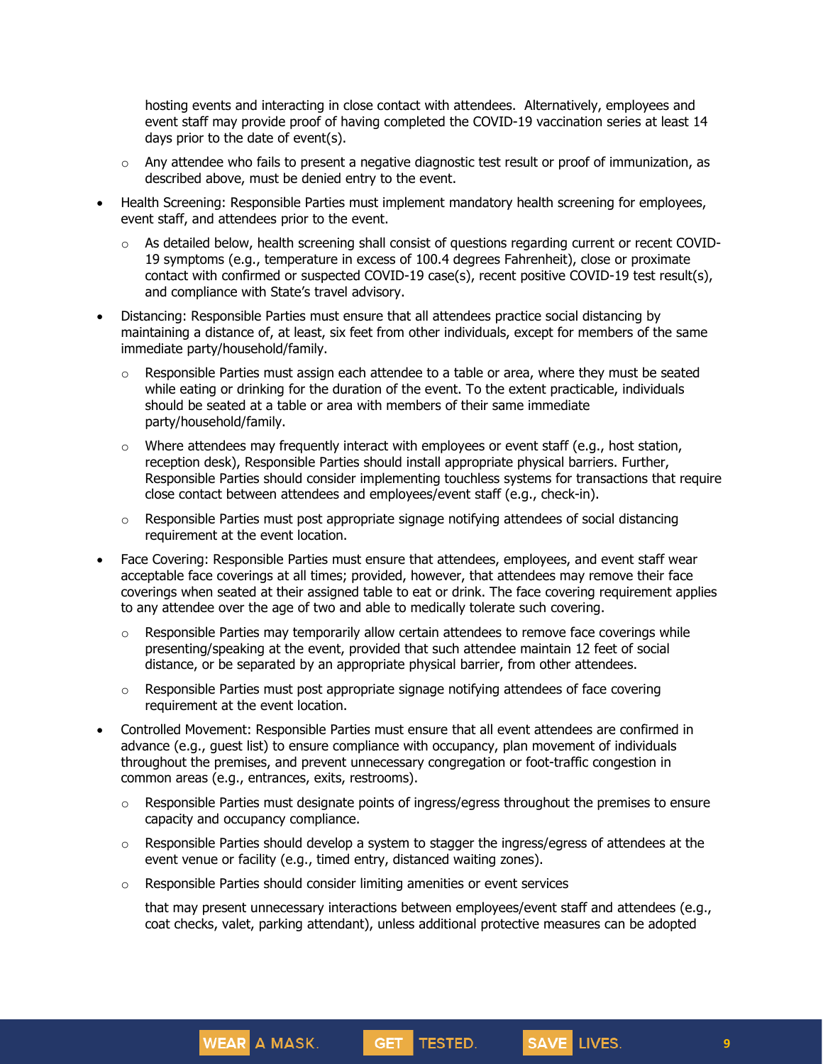hosting events and interacting in close contact with attendees. Alternatively, employees and event staff may provide proof of having completed the COVID-19 vaccination series at least 14 days prior to the date of event(s).

  - Any attendee who fails to present a negative diagnostic test result or proof of immunization, as described above, must be denied entry to the event.

- Health Screening: Responsible Parties must implement mandatory health screening for employees, event staff, and attendees prior to the event.
  - As detailed below, health screening shall consist of questions regarding current or recent COVID-19 symptoms (e.g., temperature in excess of 100.4 degrees Fahrenheit), close or proximate contact with confirmed or suspected COVID-19 case(s), recent positive COVID-19 test result(s), and compliance with State's travel advisory.
- Distancing: Responsible Parties must ensure that all attendees practice social distancing by maintaining a distance of, at least, six feet from other individuals, except for members of the same immediate party/household/family.
  - Responsible Parties must assign each attendee to a table or area, where they must be seated while eating or drinking for the duration of the event. To the extent practicable, individuals should be seated at a table or area with members of their same immediate party/household/family.
  - Where attendees may frequently interact with employees or event staff (e.g., host station, reception desk), Responsible Parties should install appropriate physical barriers. Further, Responsible Parties should consider implementing touchless systems for transactions that require close contact between attendees and employees/event staff (e.g., check-in).
  - Responsible Parties must post appropriate signage notifying attendees of social distancing requirement at the event location.
- Face Covering: Responsible Parties must ensure that attendees, employees, and event staff wear acceptable face coverings at all times; provided, however, that attendees may remove their face coverings when seated at their assigned table to eat or drink. The face covering requirement applies to any attendee over the age of two and able to medically tolerate such covering.
  - Responsible Parties may temporarily allow certain attendees to remove face coverings while presenting/speaking at the event, provided that such attendee maintain 12 feet of social distance, or be separated by an appropriate physical barrier, from other attendees.
  - Responsible Parties must post appropriate signage notifying attendees of face covering requirement at the event location.
- Controlled Movement: Responsible Parties must ensure that all event attendees are confirmed in advance (e.g., guest list) to ensure compliance with occupancy, plan movement of individuals throughout the premises, and prevent unnecessary congregation or foot-traffic congestion in common areas (e.g., entrances, exits, restrooms).
  - Responsible Parties must designate points of ingress/egress throughout the premises to ensure capacity and occupancy compliance.
  - Responsible Parties should develop a system to stagger the ingress/egress of attendees at the event venue or facility (e.g., timed entry, distanced waiting zones).
  - Responsible Parties should consider limiting amenities or event services

    that may present unnecessary interactions between employees/event staff and attendees (e.g., coat checks, valet, parking attendant), unless additional protective measures can be adopted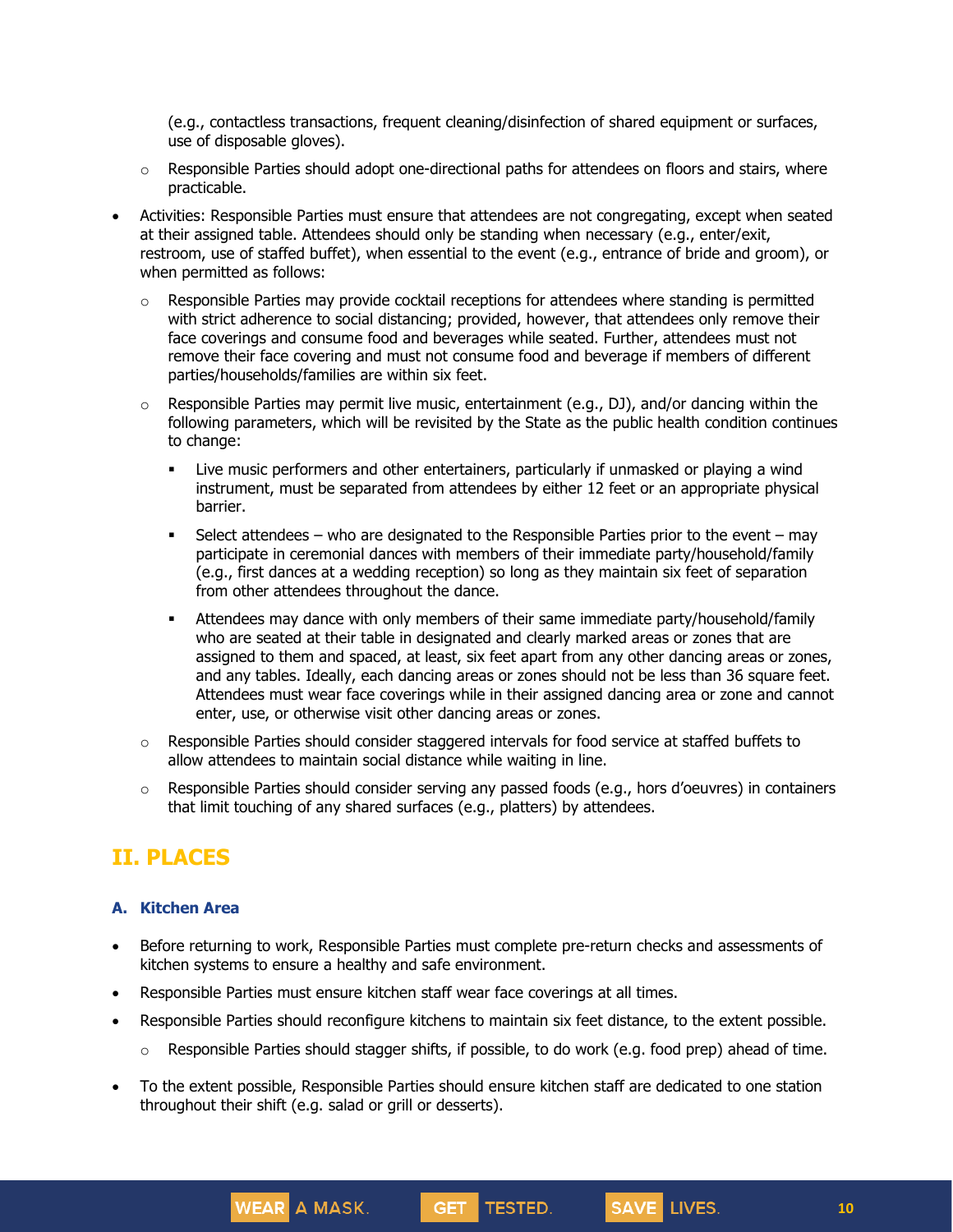(e.g., contactless transactions, frequent cleaning/disinfection of shared equipment or surfaces, use of disposable gloves).

  - Responsible Parties should adopt one-directional paths for attendees on floors and stairs, where practicable.

- Activities: Responsible Parties must ensure that attendees are not congregating, except when seated at their assigned table. Attendees should only be standing when necessary (e.g., enter/exit, restroom, use of staffed buffet), when essential to the event (e.g., entrance of bride and groom), or when permitted as follows:
  - Responsible Parties may provide cocktail receptions for attendees where standing is permitted with strict adherence to social distancing; provided, however, that attendees only remove their face coverings and consume food and beverages while seated. Further, attendees must not remove their face covering and must not consume food and beverage if members of different parties/households/families are within six feet.
  - Responsible Parties may permit live music, entertainment (e.g., DJ), and/or dancing within the following parameters, which will be revisited by the State as the public health condition continues to change:
    - Live music performers and other entertainers, particularly if unmasked or playing a wind instrument, must be separated from attendees by either 12 feet or an appropriate physical barrier.
    - Select attendees – who are designated to the Responsible Parties prior to the event – may participate in ceremonial dances with members of their immediate party/household/family (e.g., first dances at a wedding reception) so long as they maintain six feet of separation from other attendees throughout the dance.
    - Attendees may dance with only members of their same immediate party/household/family who are seated at their table in designated and clearly marked areas or zones that are assigned to them and spaced, at least, six feet apart from any other dancing areas or zones, and any tables. Ideally, each dancing areas or zones should not be less than 36 square feet. Attendees must wear face coverings while in their assigned dancing area or zone and cannot enter, use, or otherwise visit other dancing areas or zones.
  - Responsible Parties should consider staggered intervals for food service at staffed buffets to allow attendees to maintain social distance while waiting in line.
  - Responsible Parties should consider serving any passed foods (e.g., hors d'oeuvres) in containers that limit touching of any shared surfaces (e.g., platters) by attendees.

## II. PLACES

### A. Kitchen Area

- Before returning to work, Responsible Parties must complete pre-return checks and assessments of kitchen systems to ensure a healthy and safe environment.
- Responsible Parties must ensure kitchen staff wear face coverings at all times.
- Responsible Parties should reconfigure kitchens to maintain six feet distance, to the extent possible.
  - Responsible Parties should stagger shifts, if possible, to do work (e.g. food prep) ahead of time.
- To the extent possible, Responsible Parties should ensure kitchen staff are dedicated to one station throughout their shift (e.g. salad or grill or desserts).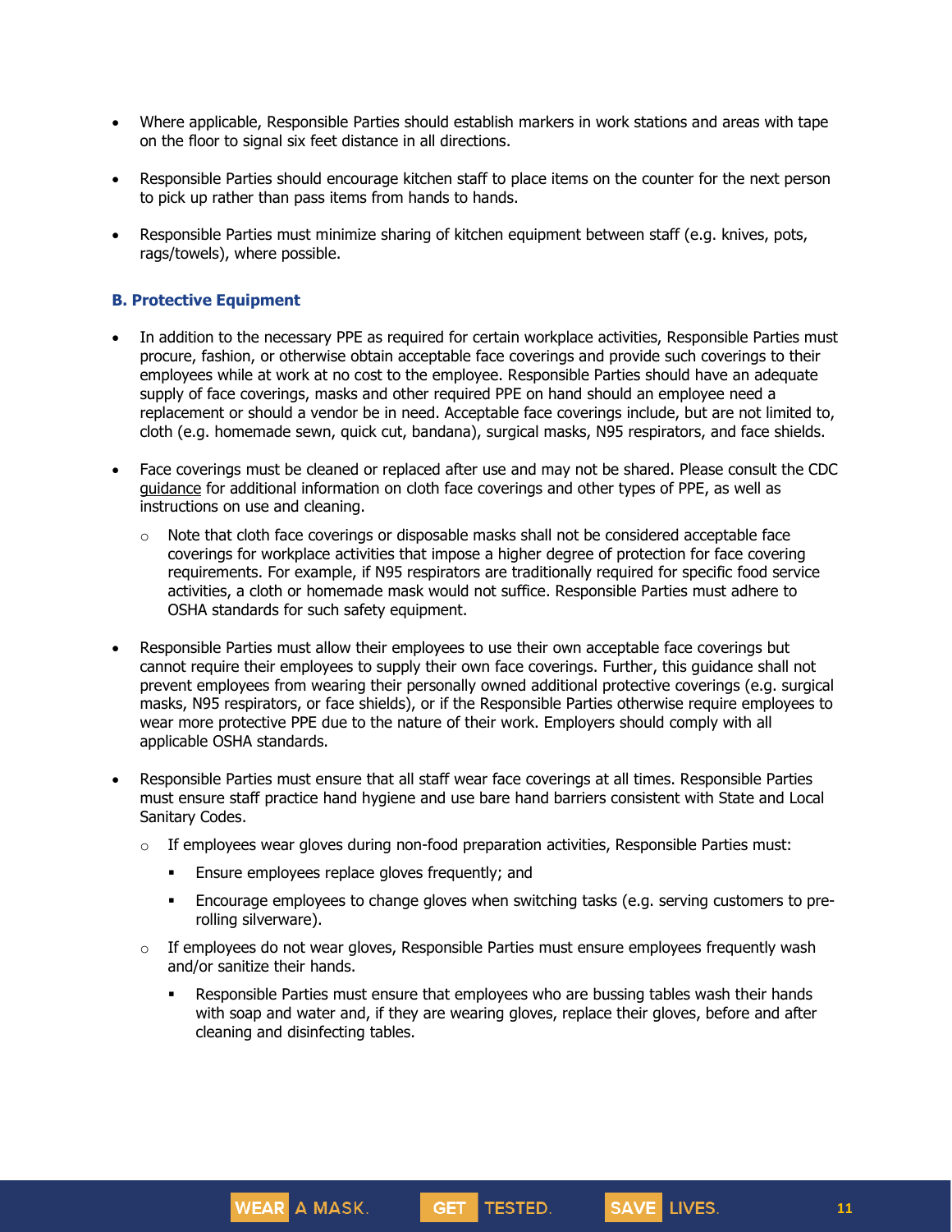- Where applicable, Responsible Parties should establish markers in work stations and areas with tape on the floor to signal six feet distance in all directions.

- Responsible Parties should encourage kitchen staff to place items on the counter for the next person to pick up rather than pass items from hands to hands.

- Responsible Parties must minimize sharing of kitchen equipment between staff (e.g. knives, pots, rags/towels), where possible.

### B. Protective Equipment

- In addition to the necessary PPE as required for certain workplace activities, Responsible Parties must procure, fashion, or otherwise obtain acceptable face coverings and provide such coverings to their employees while at work at no cost to the employee. Responsible Parties should have an adequate supply of face coverings, masks and other required PPE on hand should an employee need a replacement or should a vendor be in need. Acceptable face coverings include, but are not limited to, cloth (e.g. homemade sewn, quick cut, bandana), surgical masks, N95 respirators, and face shields.

- Face coverings must be cleaned or replaced after use and may not be shared. Please consult the CDC guidance for additional information on cloth face coverings and other types of PPE, as well as instructions on use and cleaning.
  - Note that cloth face coverings or disposable masks shall not be considered acceptable face coverings for workplace activities that impose a higher degree of protection for face covering requirements. For example, if N95 respirators are traditionally required for specific food service activities, a cloth or homemade mask would not suffice. Responsible Parties must adhere to OSHA standards for such safety equipment.

- Responsible Parties must allow their employees to use their own acceptable face coverings but cannot require their employees to supply their own face coverings. Further, this guidance shall not prevent employees from wearing their personally owned additional protective coverings (e.g. surgical masks, N95 respirators, or face shields), or if the Responsible Parties otherwise require employees to wear more protective PPE due to the nature of their work. Employers should comply with all applicable OSHA standards.

- Responsible Parties must ensure that all staff wear face coverings at all times. Responsible Parties must ensure staff practice hand hygiene and use bare hand barriers consistent with State and Local Sanitary Codes.
  - If employees wear gloves during non-food preparation activities, Responsible Parties must:
    - Ensure employees replace gloves frequently; and
    - Encourage employees to change gloves when switching tasks (e.g. serving customers to pre-rolling silverware).
  - If employees do not wear gloves, Responsible Parties must ensure employees frequently wash and/or sanitize their hands.
    - Responsible Parties must ensure that employees who are bussing tables wash their hands with soap and water and, if they are wearing gloves, replace their gloves, before and after cleaning and disinfecting tables.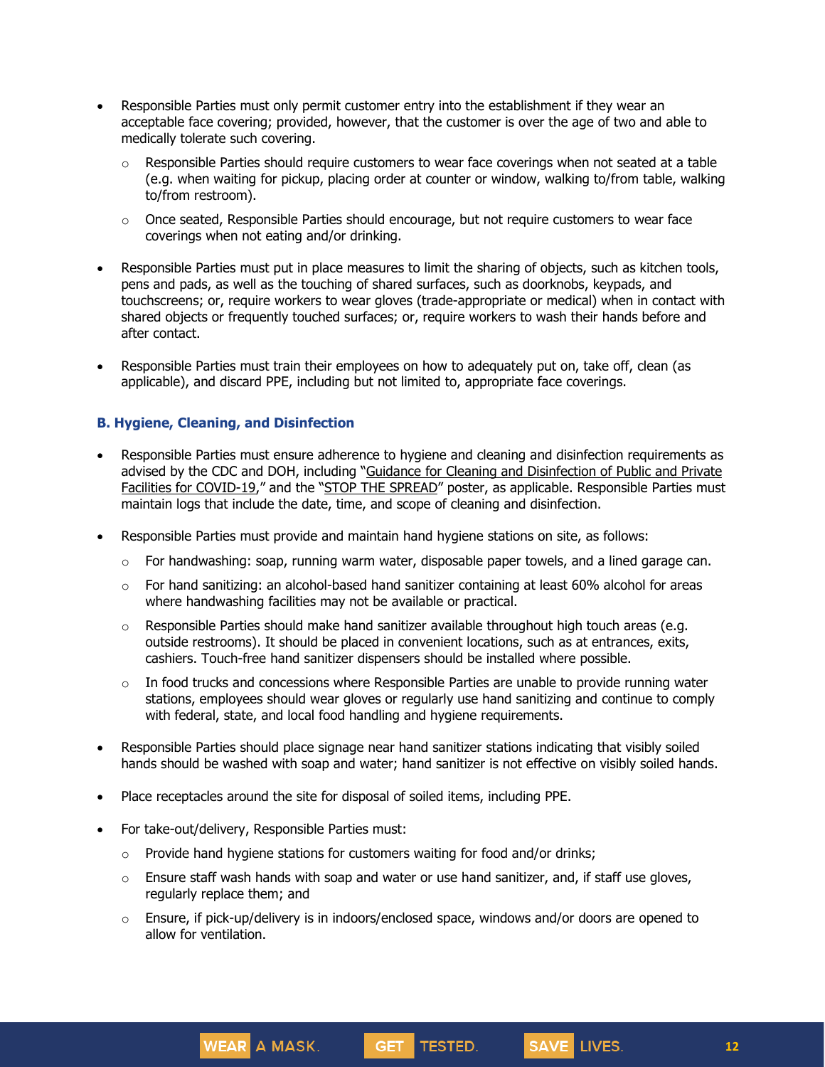- Responsible Parties must only permit customer entry into the establishment if they wear an acceptable face covering; provided, however, that the customer is over the age of two and able to medically tolerate such covering.
  - Responsible Parties should require customers to wear face coverings when not seated at a table (e.g. when waiting for pickup, placing order at counter or window, walking to/from table, walking to/from restroom).
  - Once seated, Responsible Parties should encourage, but not require customers to wear face coverings when not eating and/or drinking.
- Responsible Parties must put in place measures to limit the sharing of objects, such as kitchen tools, pens and pads, as well as the touching of shared surfaces, such as doorknobs, keypads, and touchscreens; or, require workers to wear gloves (trade-appropriate or medical) when in contact with shared objects or frequently touched surfaces; or, require workers to wash their hands before and after contact.
- Responsible Parties must train their employees on how to adequately put on, take off, clean (as applicable), and discard PPE, including but not limited to, appropriate face coverings.

### B. Hygiene, Cleaning, and Disinfection

- Responsible Parties must ensure adherence to hygiene and cleaning and disinfection requirements as advised by the CDC and DOH, including "Guidance for Cleaning and Disinfection of Public and Private Facilities for COVID-19," and the "STOP THE SPREAD" poster, as applicable. Responsible Parties must maintain logs that include the date, time, and scope of cleaning and disinfection.
- Responsible Parties must provide and maintain hand hygiene stations on site, as follows:
  - For handwashing: soap, running warm water, disposable paper towels, and a lined garage can.
  - For hand sanitizing: an alcohol-based hand sanitizer containing at least 60% alcohol for areas where handwashing facilities may not be available or practical.
  - Responsible Parties should make hand sanitizer available throughout high touch areas (e.g. outside restrooms). It should be placed in convenient locations, such as at entrances, exits, cashiers. Touch-free hand sanitizer dispensers should be installed where possible.
  - In food trucks and concessions where Responsible Parties are unable to provide running water stations, employees should wear gloves or regularly use hand sanitizing and continue to comply with federal, state, and local food handling and hygiene requirements.
- Responsible Parties should place signage near hand sanitizer stations indicating that visibly soiled hands should be washed with soap and water; hand sanitizer is not effective on visibly soiled hands.
- Place receptacles around the site for disposal of soiled items, including PPE.
- For take-out/delivery, Responsible Parties must:
  - Provide hand hygiene stations for customers waiting for food and/or drinks;
  - Ensure staff wash hands with soap and water or use hand sanitizer, and, if staff use gloves, regularly replace them; and
  - Ensure, if pick-up/delivery is in indoors/enclosed space, windows and/or doors are opened to allow for ventilation.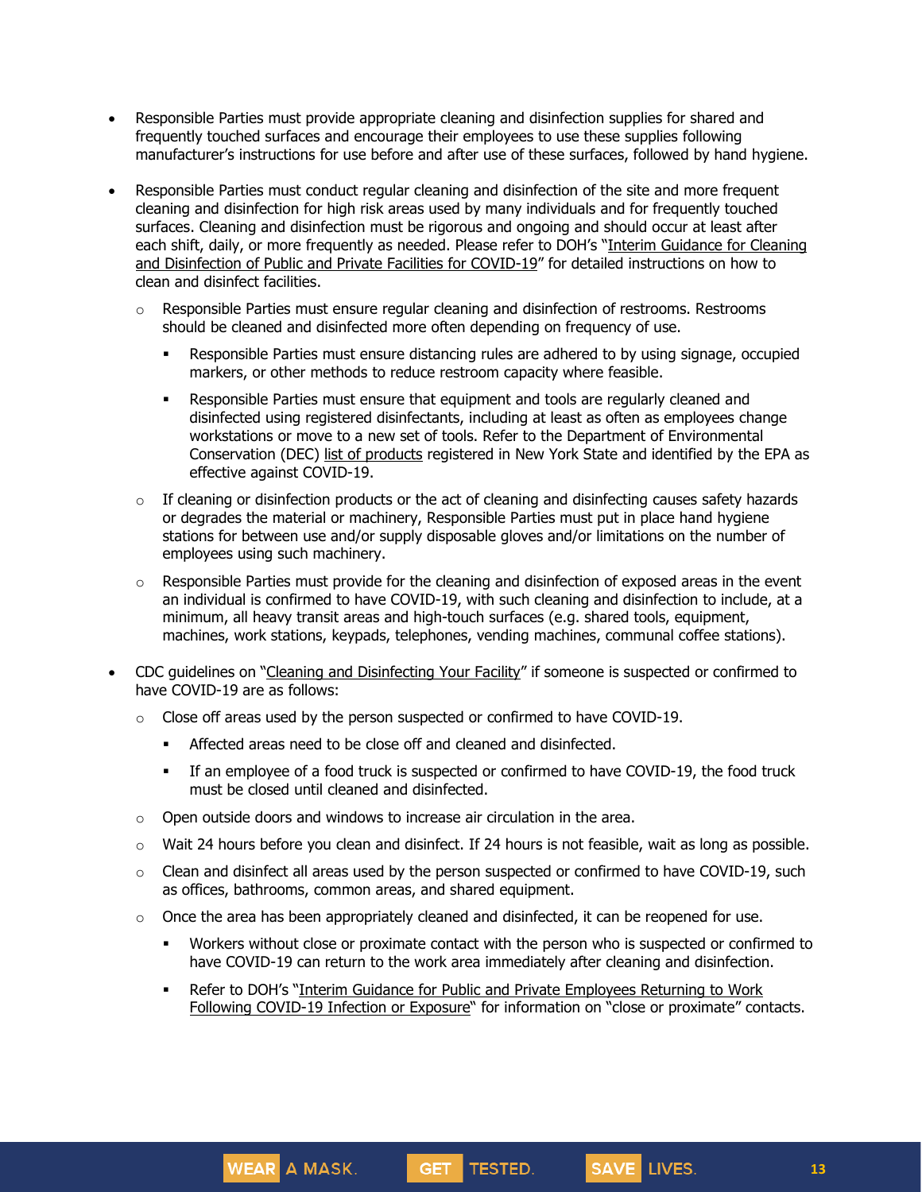- Responsible Parties must provide appropriate cleaning and disinfection supplies for shared and frequently touched surfaces and encourage their employees to use these supplies following manufacturer's instructions for use before and after use of these surfaces, followed by hand hygiene.

- Responsible Parties must conduct regular cleaning and disinfection of the site and more frequent cleaning and disinfection for high risk areas used by many individuals and for frequently touched surfaces. Cleaning and disinfection must be rigorous and ongoing and should occur at least after each shift, daily, or more frequently as needed. Please refer to DOH's "Interim Guidance for Cleaning and Disinfection of Public and Private Facilities for COVID-19" for detailed instructions on how to clean and disinfect facilities.
  - Responsible Parties must ensure regular cleaning and disinfection of restrooms. Restrooms should be cleaned and disinfected more often depending on frequency of use.
    - Responsible Parties must ensure distancing rules are adhered to by using signage, occupied markers, or other methods to reduce restroom capacity where feasible.
    - Responsible Parties must ensure that equipment and tools are regularly cleaned and disinfected using registered disinfectants, including at least as often as employees change workstations or move to a new set of tools. Refer to the Department of Environmental Conservation (DEC) list of products registered in New York State and identified by the EPA as effective against COVID-19.
  - If cleaning or disinfection products or the act of cleaning and disinfecting causes safety hazards or degrades the material or machinery, Responsible Parties must put in place hand hygiene stations for between use and/or supply disposable gloves and/or limitations on the number of employees using such machinery.
  - Responsible Parties must provide for the cleaning and disinfection of exposed areas in the event an individual is confirmed to have COVID-19, with such cleaning and disinfection to include, at a minimum, all heavy transit areas and high-touch surfaces (e.g. shared tools, equipment, machines, work stations, keypads, telephones, vending machines, communal coffee stations).

- CDC guidelines on "Cleaning and Disinfecting Your Facility" if someone is suspected or confirmed to have COVID-19 are as follows:
  - Close off areas used by the person suspected or confirmed to have COVID-19.
    - Affected areas need to be close off and cleaned and disinfected.
    - If an employee of a food truck is suspected or confirmed to have COVID-19, the food truck must be closed until cleaned and disinfected.
  - Open outside doors and windows to increase air circulation in the area.
  - Wait 24 hours before you clean and disinfect. If 24 hours is not feasible, wait as long as possible.
  - Clean and disinfect all areas used by the person suspected or confirmed to have COVID-19, such as offices, bathrooms, common areas, and shared equipment.
  - Once the area has been appropriately cleaned and disinfected, it can be reopened for use.
    - Workers without close or proximate contact with the person who is suspected or confirmed to have COVID-19 can return to the work area immediately after cleaning and disinfection.
    - Refer to DOH's "Interim Guidance for Public and Private Employees Returning to Work Following COVID-19 Infection or Exposure" for information on "close or proximate" contacts.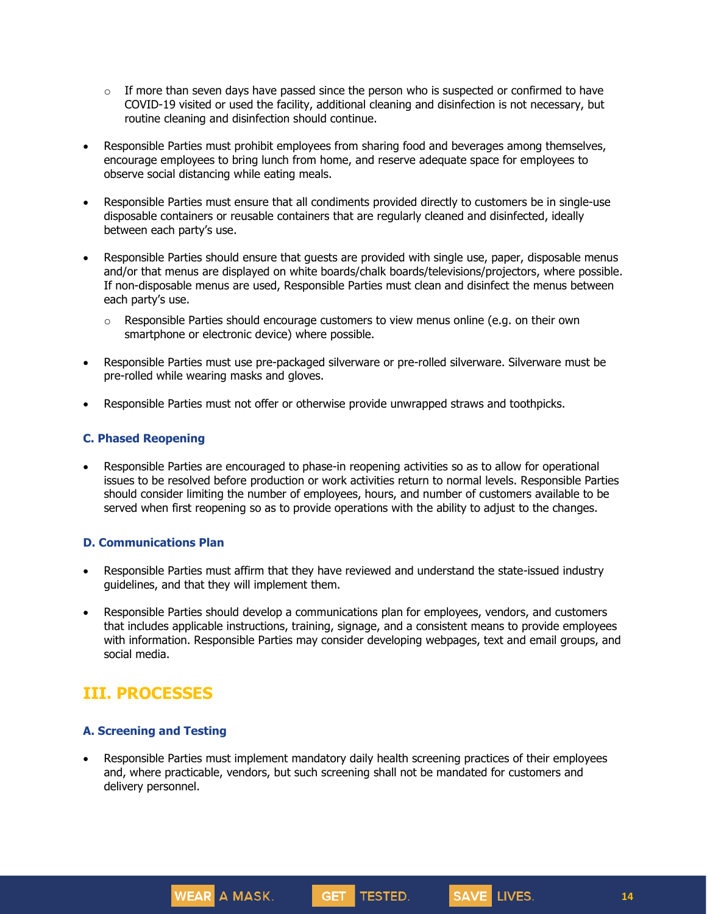- If more than seven days have passed since the person who is suspected or confirmed to have COVID-19 visited or used the facility, additional cleaning and disinfection is not necessary, but routine cleaning and disinfection should continue.

- Responsible Parties must prohibit employees from sharing food and beverages among themselves, encourage employees to bring lunch from home, and reserve adequate space for employees to observe social distancing while eating meals.

- Responsible Parties must ensure that all condiments provided directly to customers be in single-use disposable containers or reusable containers that are regularly cleaned and disinfected, ideally between each party's use.

- Responsible Parties should ensure that guests are provided with single use, paper, disposable menus and/or that menus are displayed on white boards/chalk boards/televisions/projectors, where possible. If non-disposable menus are used, Responsible Parties must clean and disinfect the menus between each party's use.
  - Responsible Parties should encourage customers to view menus online (e.g. on their own smartphone or electronic device) where possible.

- Responsible Parties must use pre-packaged silverware or pre-rolled silverware. Silverware must be pre-rolled while wearing masks and gloves.

- Responsible Parties must not offer or otherwise provide unwrapped straws and toothpicks.

### C. Phased Reopening

- Responsible Parties are encouraged to phase-in reopening activities so as to allow for operational issues to be resolved before production or work activities return to normal levels. Responsible Parties should consider limiting the number of employees, hours, and number of customers available to be served when first reopening so as to provide operations with the ability to adjust to the changes.

### D. Communications Plan

- Responsible Parties must affirm that they have reviewed and understand the state-issued industry guidelines, and that they will implement them.

- Responsible Parties should develop a communications plan for employees, vendors, and customers that includes applicable instructions, training, signage, and a consistent means to provide employees with information. Responsible Parties may consider developing webpages, text and email groups, and social media.

## III. PROCESSES

### A. Screening and Testing

- Responsible Parties must implement mandatory daily health screening practices of their employees and, where practicable, vendors, but such screening shall not be mandated for customers and delivery personnel.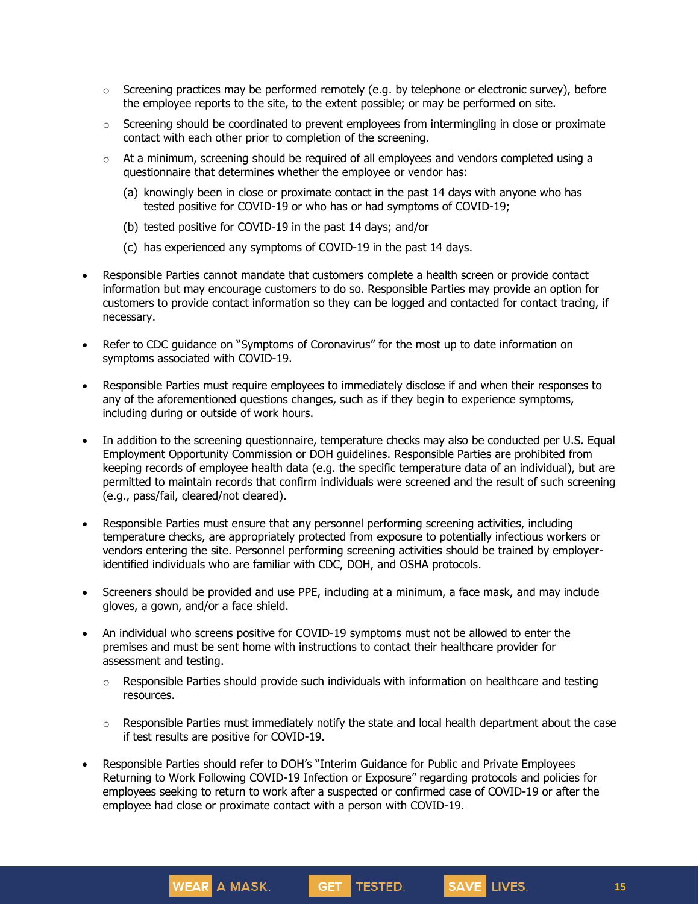- Screening practices may be performed remotely (e.g. by telephone or electronic survey), before the employee reports to the site, to the extent possible; or may be performed on site.
  - Screening should be coordinated to prevent employees from intermingling in close or proximate contact with each other prior to completion of the screening.
  - At a minimum, screening should be required of all employees and vendors completed using a questionnaire that determines whether the employee or vendor has:

    (a) knowingly been in close or proximate contact in the past 14 days with anyone who has tested positive for COVID-19 or who has or had symptoms of COVID-19;

    (b) tested positive for COVID-19 in the past 14 days; and/or

    (c) has experienced any symptoms of COVID-19 in the past 14 days.

- Responsible Parties cannot mandate that customers complete a health screen or provide contact information but may encourage customers to do so. Responsible Parties may provide an option for customers to provide contact information so they can be logged and contacted for contact tracing, if necessary.

- Refer to CDC guidance on "Symptoms of Coronavirus" for the most up to date information on symptoms associated with COVID-19.

- Responsible Parties must require employees to immediately disclose if and when their responses to any of the aforementioned questions changes, such as if they begin to experience symptoms, including during or outside of work hours.

- In addition to the screening questionnaire, temperature checks may also be conducted per U.S. Equal Employment Opportunity Commission or DOH guidelines. Responsible Parties are prohibited from keeping records of employee health data (e.g. the specific temperature data of an individual), but are permitted to maintain records that confirm individuals were screened and the result of such screening (e.g., pass/fail, cleared/not cleared).

- Responsible Parties must ensure that any personnel performing screening activities, including temperature checks, are appropriately protected from exposure to potentially infectious workers or vendors entering the site. Personnel performing screening activities should be trained by employer-identified individuals who are familiar with CDC, DOH, and OSHA protocols.

- Screeners should be provided and use PPE, including at a minimum, a face mask, and may include gloves, a gown, and/or a face shield.

- An individual who screens positive for COVID-19 symptoms must not be allowed to enter the premises and must be sent home with instructions to contact their healthcare provider for assessment and testing.
  - Responsible Parties should provide such individuals with information on healthcare and testing resources.
  - Responsible Parties must immediately notify the state and local health department about the case if test results are positive for COVID-19.

- Responsible Parties should refer to DOH's "Interim Guidance for Public and Private Employees Returning to Work Following COVID-19 Infection or Exposure" regarding protocols and policies for employees seeking to return to work after a suspected or confirmed case of COVID-19 or after the employee had close or proximate contact with a person with COVID-19.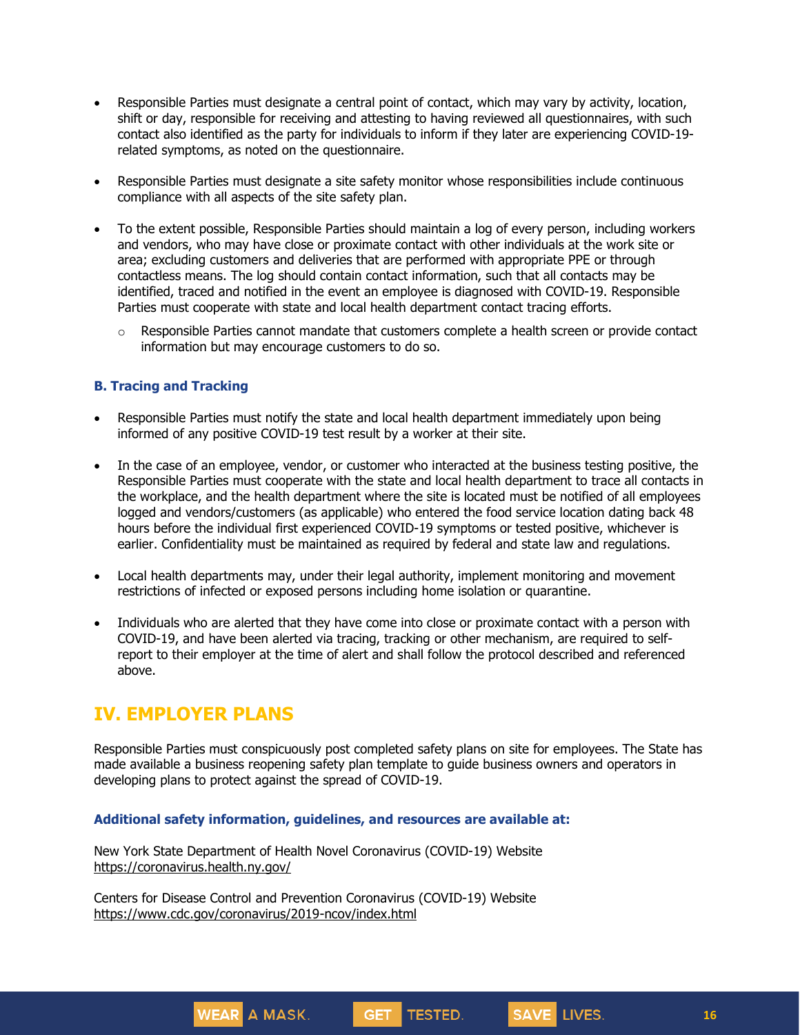- Responsible Parties must designate a central point of contact, which may vary by activity, location, shift or day, responsible for receiving and attesting to having reviewed all questionnaires, with such contact also identified as the party for individuals to inform if they later are experiencing COVID-19-related symptoms, as noted on the questionnaire.

- Responsible Parties must designate a site safety monitor whose responsibilities include continuous compliance with all aspects of the site safety plan.

- To the extent possible, Responsible Parties should maintain a log of every person, including workers and vendors, who may have close or proximate contact with other individuals at the work site or area; excluding customers and deliveries that are performed with appropriate PPE or through contactless means. The log should contain contact information, such that all contacts may be identified, traced and notified in the event an employee is diagnosed with COVID-19. Responsible Parties must cooperate with state and local health department contact tracing efforts.
  - Responsible Parties cannot mandate that customers complete a health screen or provide contact information but may encourage customers to do so.

### B. Tracing and Tracking

- Responsible Parties must notify the state and local health department immediately upon being informed of any positive COVID-19 test result by a worker at their site.

- In the case of an employee, vendor, or customer who interacted at the business testing positive, the Responsible Parties must cooperate with the state and local health department to trace all contacts in the workplace, and the health department where the site is located must be notified of all employees logged and vendors/customers (as applicable) who entered the food service location dating back 48 hours before the individual first experienced COVID-19 symptoms or tested positive, whichever is earlier. Confidentiality must be maintained as required by federal and state law and regulations.

- Local health departments may, under their legal authority, implement monitoring and movement restrictions of infected or exposed persons including home isolation or quarantine.

- Individuals who are alerted that they have come into close or proximate contact with a person with COVID-19, and have been alerted via tracing, tracking or other mechanism, are required to self-report to their employer at the time of alert and shall follow the protocol described and referenced above.

## IV. EMPLOYER PLANS

Responsible Parties must conspicuously post completed safety plans on site for employees. The State has made available a business reopening safety plan template to guide business owners and operators in developing plans to protect against the spread of COVID-19.

### Additional safety information, guidelines, and resources are available at:

New York State Department of Health Novel Coronavirus (COVID-19) Website
https://coronavirus.health.ny.gov/

Centers for Disease Control and Prevention Coronavirus (COVID-19) Website
https://www.cdc.gov/coronavirus/2019-ncov/index.html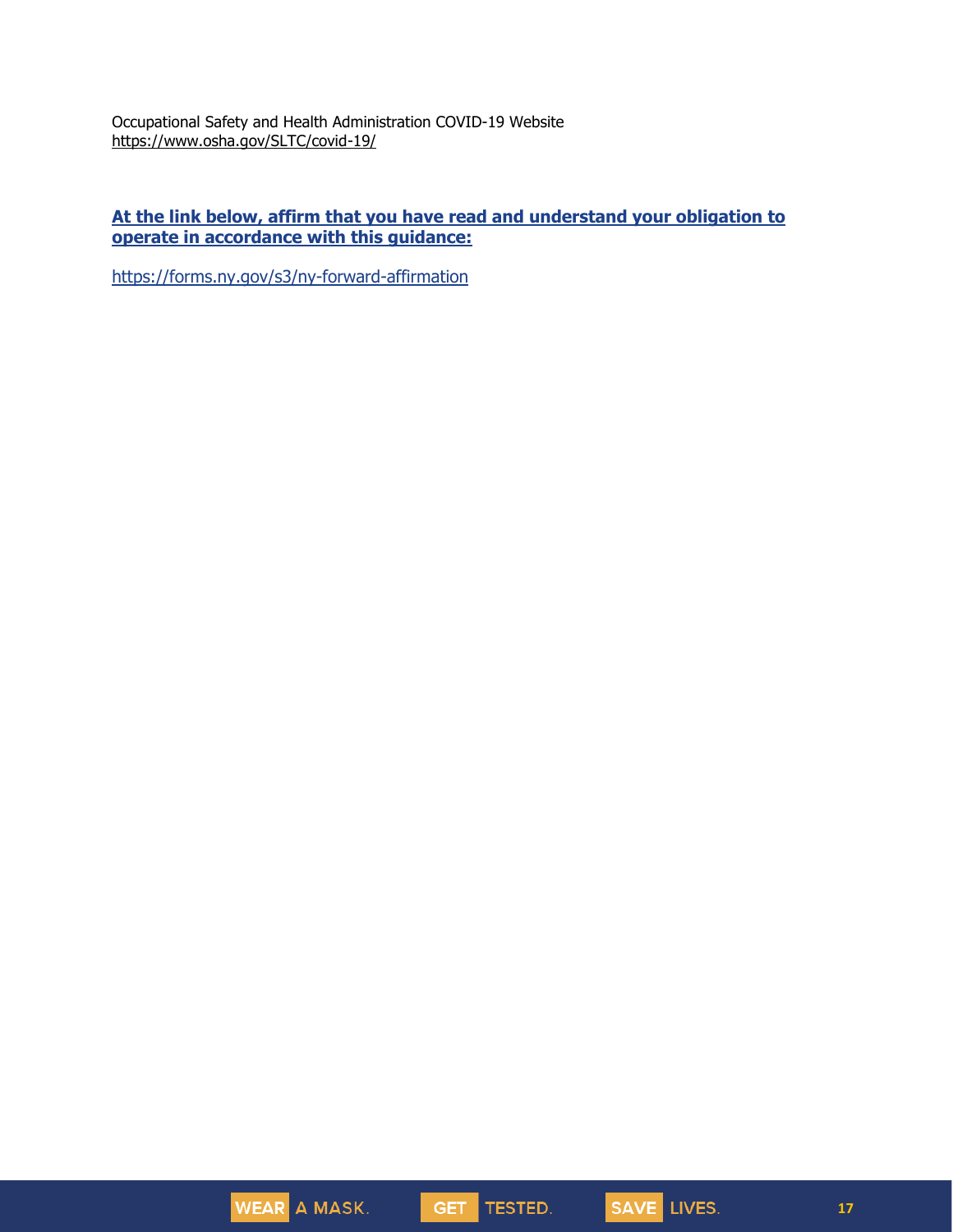Occupational Safety and Health Administration COVID-19 Website
https://www.osha.gov/SLTC/covid-19/

**At the link below, affirm that you have read and understand your obligation to operate in accordance with this guidance:**

https://forms.ny.gov/s3/ny-forward-affirmation